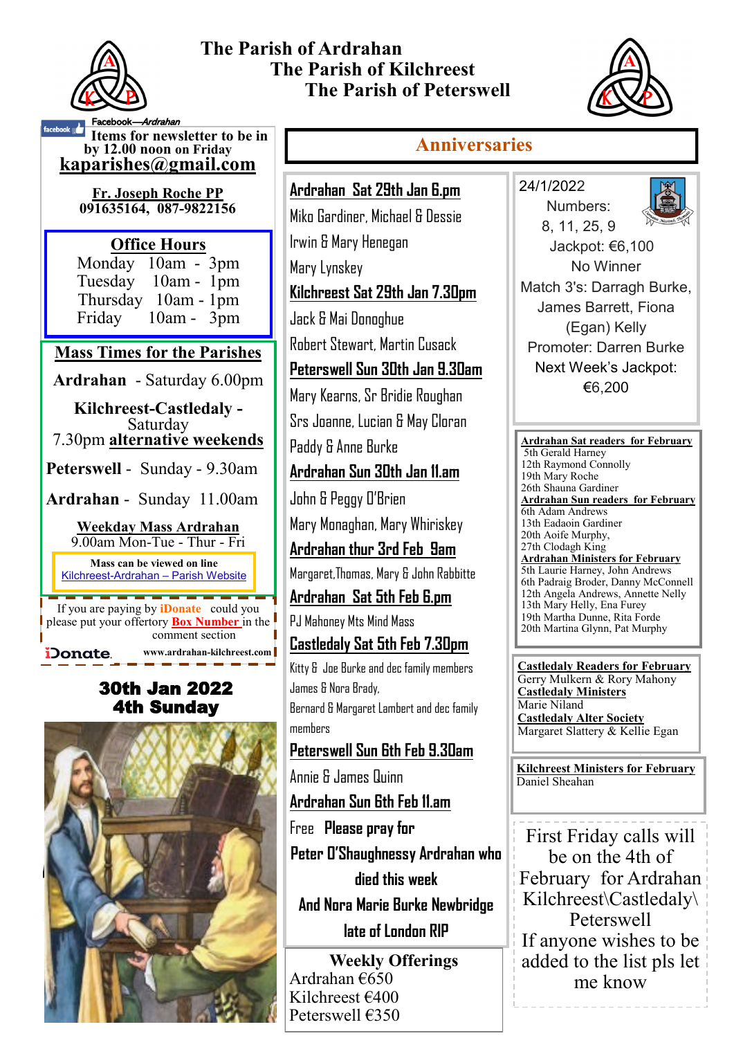# The Parish of Ardrahan
# The Parish of Kilchreest
# The Parish of Peterswell

Facebook—*Ardrahan*

**Items for newsletter to be in by 12.00 noon on Friday**

**kaparishes@gmail.com**

**Fr. Joseph Roche PP**
**091635164, 087-9822156**

## Office Hours

Monday 10am - 3pm
Tuesday 10am - 1pm
Thursday 10am - 1pm
Friday 10am - 3pm

## Mass Times for the Parishes

**Ardrahan** - Saturday 6.00pm

**Kilchreest-Castledaly** - Saturday 7.30pm **alternative weekends**

**Peterswell** - Sunday - 9.30am

**Ardrahan** - Sunday 11.00am

**Weekday Mass Ardrahan**
9.00am Mon-Tue - Thur - Fri

**Mass can be viewed on line**
Kilchreest-Ardrahan – Parish Website

If you are paying by **iDonate** could you please put your offertory **Box Number** in the comment section

iDonate. www.ardrahan-kilchreest.com

## 30th Jan 2022
## 4th Sunday

## Anniversaries

**Ardrahan Sat 29th Jan 6.pm**
Miko Gardiner, Michael & Dessie
Irwin & Mary Henegan
Mary Lynskey

**Kilchreest Sat 29th Jan 7.30pm**
Jack & Mai Donoghue
Robert Stewart, Martin Cusack

**Peterswell Sun 30th Jan 9.30am**
Mary Kearns, Sr Bridie Roughan
Srs Joanne, Lucian & May Cloran
Paddy & Anne Burke

**Ardrahan Sun 30th Jan 11.am**
John & Peggy O'Brien
Mary Monaghan, Mary Whiriskey

**Ardrahan thur 3rd Feb 9am**
Margaret,Thomas, Mary & John Rabbitte

**Ardrahan Sat 5th Feb 6.pm**
PJ Mahoney Mts Mind Mass

**Castledaly Sat 5th Feb 7.30pm**
Kitty & Joe Burke and dec family members
James & Nora Brady,
Bernard & Margaret Lambert and dec family members

**Peterswell Sun 6th Feb 9.30am**
Annie & James Quinn

**Ardrahan Sun 6th Feb 11.am**
Free **Please pray for**

**Peter O'Shaughnessy Ardrahan who died this week**

**And Nora Marie Burke Newbridge late of London RIP**

**Weekly Offerings**
Ardrahan €650
Kilchreest €400
Peterswell €350

24/1/2022
Numbers:
8, 11, 25, 9
Jackpot: €6,100
No Winner
Match 3's: Darragh Burke, James Barrett, Fiona (Egan) Kelly
Promoter: Darren Burke
Next Week's Jackpot: €6,200

**Ardrahan Sat readers for February**
5th Gerald Harney
12th Raymond Connolly
19th Mary Roche
26th Shauna Gardiner

**Ardrahan Sun readers for February**
6th Adam Andrews
13th Eadaoin Gardiner
20th Aoife Murphy,
27th Clodagh King

**Ardrahan Ministers for February**
5th Laurie Harney, John Andrews
6th Padraig Broder, Danny McConnell
12th Angela Andrews, Annette Nelly
13th Mary Helly, Ena Furey
19th Martha Dunne, Rita Forde
20th Martina Glynn, Pat Murphy

**Castledaly Readers for February**
Gerry Mulkern & Rory Mahony

**Castledaly Ministers**
Marie Niland

**Castledaly Alter Society**
Margaret Slattery & Kellie Egan

**Kilchreest Ministers for February**
Daniel Sheahan

First Friday calls will be on the 4th of February for Ardrahan Kilchreest\Castledaly\Peterswell
If anyone wishes to be added to the list pls let me know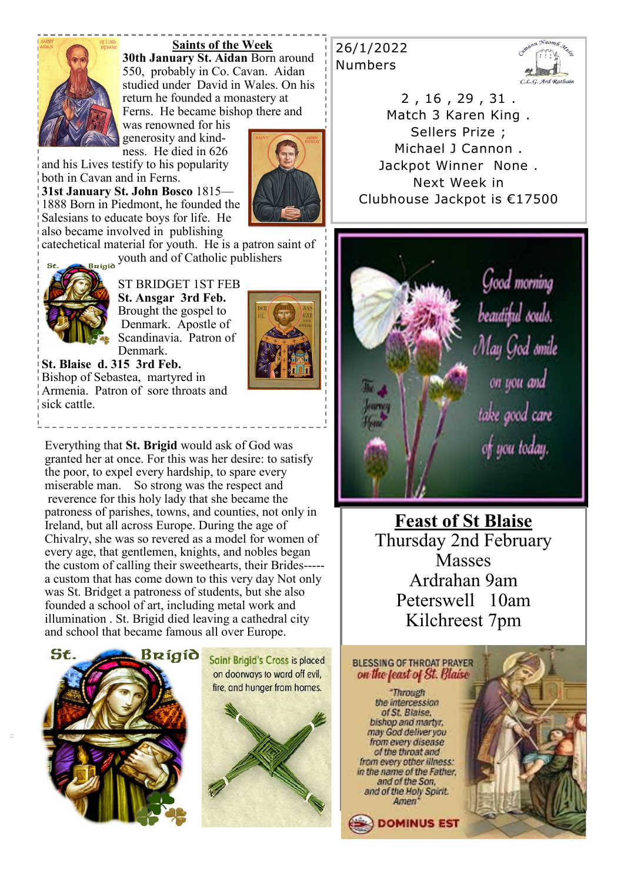## Saints of the Week

**30th January St. Aidan** Born around 550, probably in Co. Cavan. Aidan studied under David in Wales. On his return he founded a monastery at Ferns. He became bishop there and was renowned for his generosity and kindness. He died in 626 and his Lives testify to his popularity both in Cavan and in Ferns.

**31st January St. John Bosco** 1815—1888 Born in Piedmont, he founded the Salesians to educate boys for life. He also became involved in publishing catechetical material for youth. He is a patron saint of youth and of Catholic publishers

ST BRIDGET 1ST FEB

**St. Ansgar 3rd Feb.** Brought the gospel to Denmark. Apostle of Scandinavia. Patron of Denmark.

**St. Blaise d. 315 3rd Feb.** Bishop of Sebastea, martyred in Armenia. Patron of sore throats and sick cattle.

26/1/2022
Numbers

2 , 16 , 29 , 31 .
Match 3 Karen King .
Sellers Prize ;
Michael J Cannon .
Jackpot Winner None .
Next Week in
Clubhouse Jackpot is €17500

Everything that **St. Brigid** would ask of God was granted her at once. For this was her desire: to satisfy the poor, to expel every hardship, to spare every miserable man. So strong was the respect and reverence for this holy lady that she became the patroness of parishes, towns, and counties, not only in Ireland, but all across Europe. During the age of Chivalry, she was so revered as a model for women of every age, that gentlemen, knights, and nobles began the custom of calling their sweethearts, their Brides----- a custom that has come down to this very day Not only was St. Bridget a patroness of students, but she also founded a school of art, including metal work and illumination . St. Brigid died leaving a cathedral city and school that became famous all over Europe.

Saint Brigid's Cross is placed on doorways to ward off evil, fire, and hunger from homes.

## Feast of St Blaise

Thursday 2nd February
Masses
Ardrahan 9am
Peterswell 10am
Kilchreest 7pm

BLESSING OF THROAT PRAYER *on the feast of St. Blaise*

"Through the intercession of St. Blaise, bishop and martyr, may God deliver you from every disease of the throat and from every other illness: in the name of the Father, and of the Son, and of the Holy Spirit. Amen"

DOMINUS EST